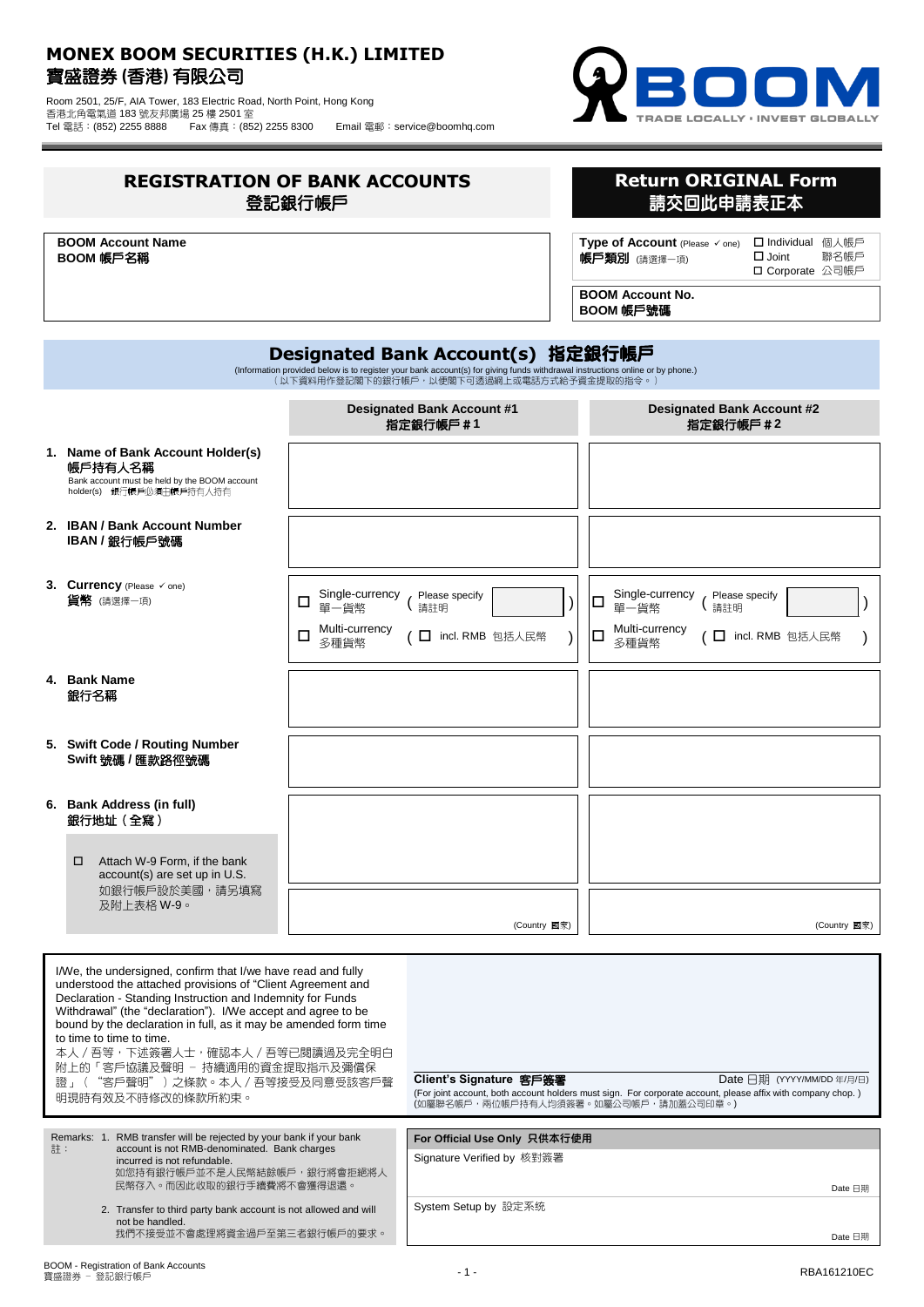# MONEX BOOM SECURITIES (H.K.) LIMITED
# 寶盛證券 (香港) 有限公司

Room 2501, 25/F, AIA Tower, 183 Electric Road, North Point, Hong Kong
香港北角電氣道 183 號友邦廣場 25 樓 2501 室
Tel 電話：(852) 2255 8888　Fax 傳真：(852) 2255 8300　Email 電郵：service@boomhq.com

BOOM TRADE LOCALLY • INVEST GLOBALLY

## REGISTRATION OF BANK ACCOUNTS
## 登記銀行帳戶

**Return ORIGINAL Form**
**請交回此申請表正本**

| | |
|---|---|
| **BOOM Account Name**<br>**BOOM 帳戶名稱** | |
| **Type of Account** (Please ✓ one)<br>**帳戶類別** (請選擇一項) | ☐ Individual 個人帳戶<br>☐ Joint 聯名帳戶<br>☐ Corporate 公司帳戶 |
| **BOOM Account No.**<br>**BOOM 帳戶號碼** | |

## Designated Bank Account(s) 指定銀行帳戶

(Information provided below is to register your bank account(s) for giving funds withdrawal instructions online or by phone.)
(以下資料用作登記閣下的銀行帳戶，以便閣下可透過網上或電話方式給予資金提取的指令。)

| | Designated Bank Account #1<br>指定銀行帳戶 #1 | Designated Bank Account #2<br>指定銀行帳戶 #2 |
|---|---|---|
| 1. **Name of Bank Account Holder(s)**<br>**帳戶持有人名稱**<br>Bank account must be held by the BOOM account holder(s) 銀行帳戶必須由帳戶持有人持有 | | |
| 2. **IBAN / Bank Account Number**<br>**IBAN / 銀行帳戶號碼** | | |
| 3. **Currency** (Please ✓ one)<br>**貨幣** (請選擇一項) | ☐ Single-currency 單一貨幣 (Please specify 請註明 ______ )<br>☐ Multi-currency 多種貨幣 ( ☐ incl. RMB 包括人民幣 ) | ☐ Single-currency 單一貨幣 (Please specify 請註明 ______ )<br>☐ Multi-currency 多種貨幣 ( ☐ incl. RMB 包括人民幣 ) |
| 4. **Bank Name**<br>**銀行名稱** | | |
| 5. **Swift Code / Routing Number**<br>**Swift 號碼 / 匯款路徑號碼** | | |
| 6. **Bank Address (in full)**<br>**銀行地址（全寫）**<br>☐ Attach W-9 Form, if the bank account(s) are set up in U.S.<br>如銀行帳戶設於美國，請另填寫及附上表格 W-9。 | (Country 國家) | (Country 國家) |

I/We, the undersigned, confirm that I/we have read and fully understood the attached provisions of "Client Agreement and Declaration - Standing Instruction and Indemnity for Funds Withdrawal" (the "declaration"). I/We accept and agree to be bound by the declaration in full, as it may be amended form time to time to time to time.
本人 / 吾等，下述簽署人士，確認本人 / 吾等已閱讀過及完全明白附上的「客戶協議及聲明 – 持續適用的資金提取指示及彌償保證」（"客戶聲明"）之條款。本人 / 吾等接受及同意受該客戶聲明現時有效及不時修改的條款所約束。

**Client's Signature 客戶簽署**　　　　Date 日期 (YYYY/MM/DD 年/月/日)
(For joint account, both account holders must sign. For corporate account, please affix with company chop.)
(如屬聯名帳戶，兩位帳戶持有人均須簽署。如屬公司帳戶，請加蓋公司印章。)

Remarks: 註：
1. RMB transfer will be rejected by your bank if your bank account is not RMB-denominated. Bank charges incurred is not refundable.
如您持有銀行帳戶並不是人民幣結餘帳戶，銀行將會拒絕將人民幣存入。而因此收取的銀行手續費將不會獲得退還。
2. Transfer to third party bank account is not allowed and will not be handled.
我們不接受並不會處理將資金過戶至第三者銀行帳戶的要求。

**For Official Use Only 只供本行使用**

Signature Verified by 核對簽署　　Date 日期

System Setup by 設定系統　　Date 日期

BOOM - Registration of Bank Accounts
寶盛證券 – 登記銀行帳戶

RBA161210EC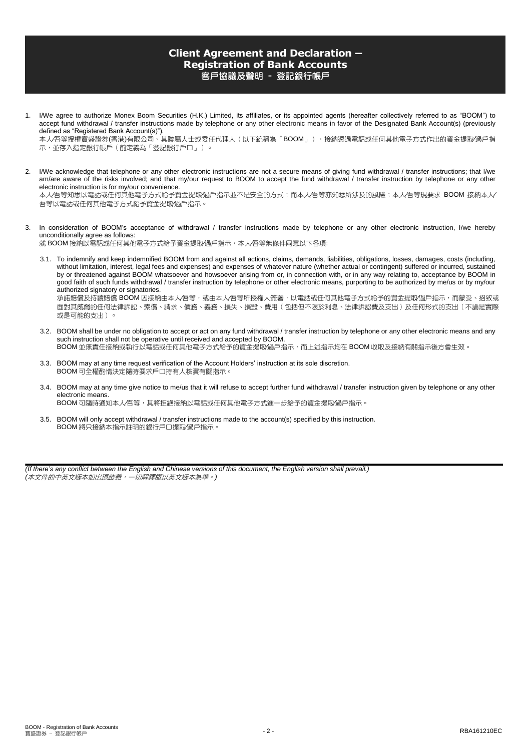# Client Agreement and Declaration – Registration of Bank Accounts
# 客戶協議及聲明 - 登記銀行帳戶

1. I/We agree to authorize Monex Boom Securities (H.K.) Limited, its affiliates, or its appointed agents (hereafter collectively referred to as "BOOM") to accept fund withdrawal / transfer instructions made by telephone or any other electronic means in favor of the Designated Bank Account(s) (previously defined as "Registered Bank Account(s)").
本人/吾等授權寶盛證券(香港)有限公司、其聯屬人士或委任代理人（以下統稱為「BOOM」），接納透過電話或任何其他電子方式作出的資金提取/過戶指示，並存入指定銀行帳戶（前定義為「登記銀行戶口」）。

2. I/We acknowledge that telephone or any other electronic instructions are not a secure means of giving fund withdrawal / transfer instructions; that I/we am/are aware of the risks involved; and that my/our request to BOOM to accept the fund withdrawal / transfer instruction by telephone or any other electronic instruction is for my/our convenience.
本人/吾等知悉以電話或任何其他電子方式給予資金提取/過戶指示並不是安全的方式；而本人/吾等亦知悉所涉及的風險；本人/吾等現要求 BOOM 接納本人/吾等以電話或任何其他電子方式給予資金提取/過戶指示。

3. In consideration of BOOM's acceptance of withdrawal / transfer instructions made by telephone or any other electronic instruction, I/we hereby unconditionally agree as follows:
就 BOOM 接納以電話或任何其他電子方式給予資金提取/過戶指示，本人/吾等無條件同意以下各項:

   3.1. To indemnify and keep indemnified BOOM from and against all actions, claims, demands, liabilities, obligations, losses, damages, costs (including, without limitation, interest, legal fees and expenses) and expenses of whatever nature (whether actual or contingent) suffered or incurred, sustained by or threatened against BOOM whatsoever and howsoever arising from or, in connection with, or in any way relating to, acceptance by BOOM in good faith of such funds withdrawal / transfer instruction by telephone or other electronic means, purporting to be authorized by me/us or by my/our authorized signatory or signatories.
   承諾賠償及持續賠償 BOOM 因接納由本人/吾等，或由本人/吾等所授權人簽署，以電話或任何其他電子方式給予的資金提取/過戶指示，而蒙受、招致或面對其威脅的任何法律訴訟、索償、請求、債務、義務、損失、損毀、費用（包括但不限於利息、法律訴訟費及支出）及任何形式的支出（不論是實際或是可能的支出）。

   3.2. BOOM shall be under no obligation to accept or act on any fund withdrawal / transfer instruction by telephone or any other electronic means and any such instruction shall not be operative until received and accepted by BOOM.
   BOOM 並無責任接納或執行以電話或任何其他電子方式給予的資金提取/過戶指示，而上述指示均在 BOOM 收取及接納有關指示後方會生效。

   3.3. BOOM may at any time request verification of the Account Holders' instruction at its sole discretion.
   BOOM 可全權酌情決定隨時要求戶口持有人核實有關指示。

   3.4. BOOM may at any time give notice to me/us that it will refuse to accept further fund withdrawal / transfer instruction given by telephone or any other electronic means.
   BOOM 可隨時通知本人/吾等，其將拒絕接納以電話或任何其他電子方式進一步給予的資金提取/過戶指示。

   3.5. BOOM will only accept withdrawal / transfer instructions made to the account(s) specified by this instruction.
   BOOM 將只接納本指示註明的銀行戶口提取/過戶指示。

*(If there's any conflict between the English and Chinese versions of this document, the English version shall prevail.)*
*(本文件的中英文版本如出現歧義，一切解釋概以英文版本為準。)*